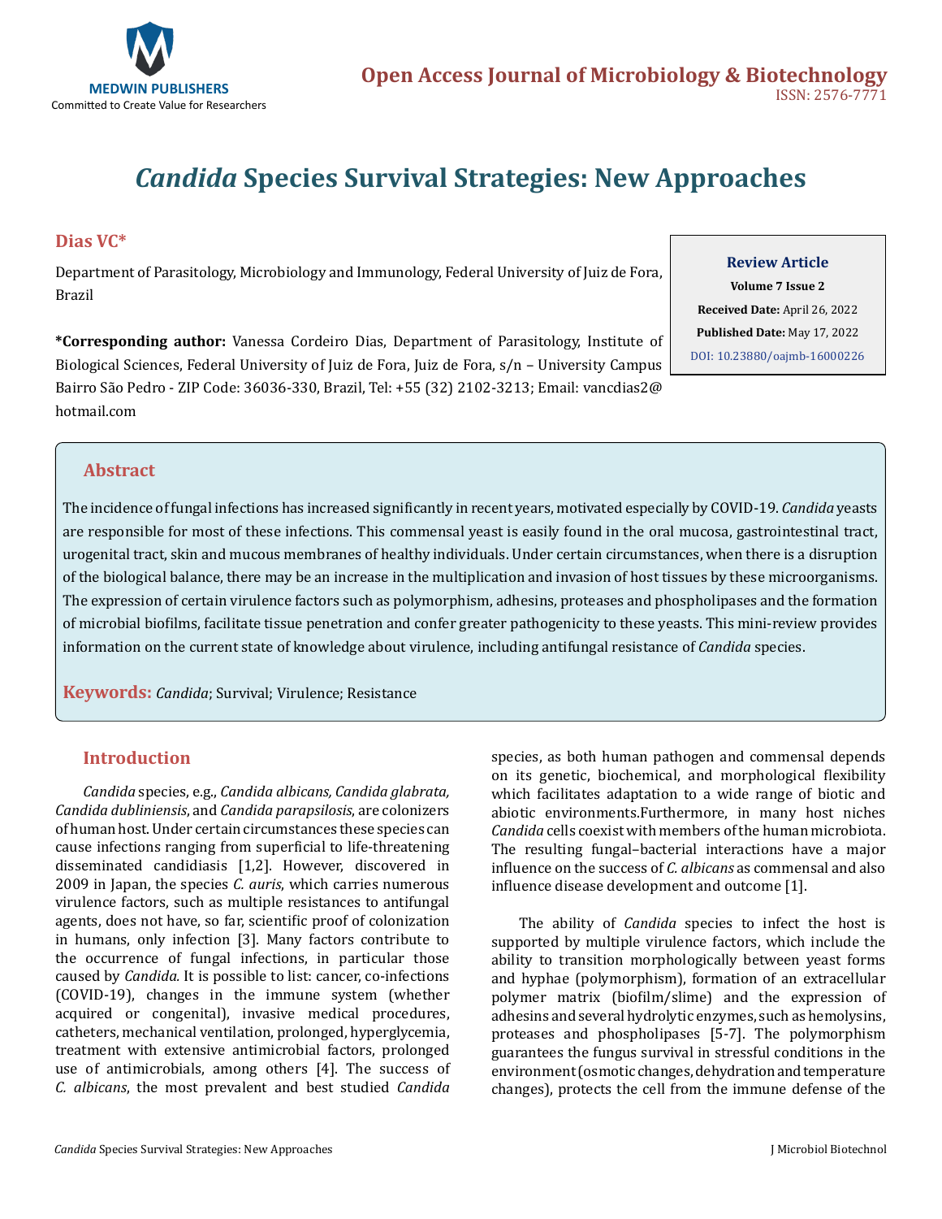# *Candida* Species Survival Strategies: New Approaches

**Dias VC\***

Department of Parasitology, Microbiology and Immunology, Federal University of Juiz de Fora, Brazil

**\*Corresponding author:** Vanessa Cordeiro Dias, Department of Parasitology, Institute of Biological Sciences, Federal University of Juiz de Fora, Juiz de Fora, s/n – University Campus Bairro São Pedro - ZIP Code: 36036-330, Brazil, Tel: +55 (32) 2102-3213; Email: vancdias2@hotmail.com

**Review Article**
**Volume 7 Issue 2**
**Received Date:** April 26, 2022
**Published Date:** May 17, 2022
DOI: 10.23880/oajmb-16000226

## Abstract

The incidence of fungal infections has increased significantly in recent years, motivated especially by COVID-19. *Candida* yeasts are responsible for most of these infections. This commensal yeast is easily found in the oral mucosa, gastrointestinal tract, urogenital tract, skin and mucous membranes of healthy individuals. Under certain circumstances, when there is a disruption of the biological balance, there may be an increase in the multiplication and invasion of host tissues by these microorganisms. The expression of certain virulence factors such as polymorphism, adhesins, proteases and phospholipases and the formation of microbial biofilms, facilitate tissue penetration and confer greater pathogenicity to these yeasts. This mini-review provides information on the current state of knowledge about virulence, including antifungal resistance of *Candida* species.

**Keywords:** *Candida*; Survival; Virulence; Resistance

## Introduction

*Candida* species, e.g., *Candida albicans, Candida glabrata, Candida dubliniensis*, and *Candida parapsilosis*, are colonizers of human host. Under certain circumstances these species can cause infections ranging from superficial to life-threatening disseminated candidiasis [1,2]. However, discovered in 2009 in Japan, the species *C. auris*, which carries numerous virulence factors, such as multiple resistances to antifungal agents, does not have, so far, scientific proof of colonization in humans, only infection [3]. Many factors contribute to the occurrence of fungal infections, in particular those caused by *Candida.* It is possible to list: cancer, co-infections (COVID-19), changes in the immune system (whether acquired or congenital), invasive medical procedures, catheters, mechanical ventilation, prolonged, hyperglycemia, treatment with extensive antimicrobial factors, prolonged use of antimicrobials, among others [4]. The success of *C. albicans*, the most prevalent and best studied *Candida* species, as both human pathogen and commensal depends on its genetic, biochemical, and morphological flexibility which facilitates adaptation to a wide range of biotic and abiotic environments.Furthermore, in many host niches *Candida* cells coexist with members of the human microbiota. The resulting fungal–bacterial interactions have a major influence on the success of *C. albicans* as commensal and also influence disease development and outcome [1].

The ability of *Candida* species to infect the host is supported by multiple virulence factors, which include the ability to transition morphologically between yeast forms and hyphae (polymorphism), formation of an extracellular polymer matrix (biofilm/slime) and the expression of adhesins and several hydrolytic enzymes, such as hemolysins, proteases and phospholipases [5-7]. The polymorphism guarantees the fungus survival in stressful conditions in the environment (osmotic changes, dehydration and temperature changes), protects the cell from the immune defense of the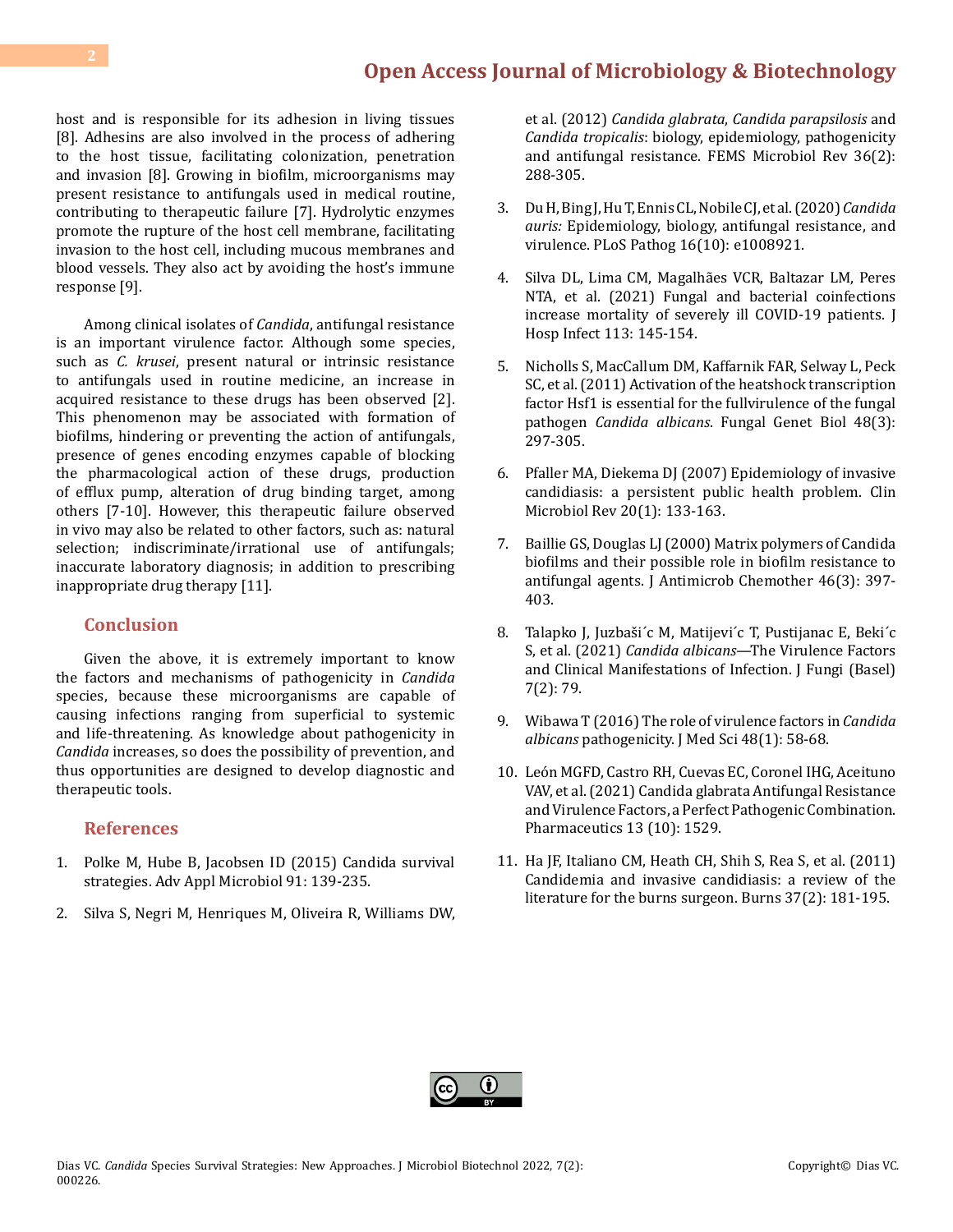host and is responsible for its adhesion in living tissues [8]. Adhesins are also involved in the process of adhering to the host tissue, facilitating colonization, penetration and invasion [8]. Growing in biofilm, microorganisms may present resistance to antifungals used in medical routine, contributing to therapeutic failure [7]. Hydrolytic enzymes promote the rupture of the host cell membrane, facilitating invasion to the host cell, including mucous membranes and blood vessels. They also act by avoiding the host's immune response [9].

Among clinical isolates of *Candida*, antifungal resistance is an important virulence factor. Although some species, such as *C. krusei*, present natural or intrinsic resistance to antifungals used in routine medicine, an increase in acquired resistance to these drugs has been observed [2]. This phenomenon may be associated with formation of biofilms, hindering or preventing the action of antifungals, presence of genes encoding enzymes capable of blocking the pharmacological action of these drugs, production of efflux pump, alteration of drug binding target, among others [7-10]. However, this therapeutic failure observed in vivo may also be related to other factors, such as: natural selection; indiscriminate/irrational use of antifungals; inaccurate laboratory diagnosis; in addition to prescribing inappropriate drug therapy [11].

## Conclusion

Given the above, it is extremely important to know the factors and mechanisms of pathogenicity in *Candida* species, because these microorganisms are capable of causing infections ranging from superficial to systemic and life-threatening. As knowledge about pathogenicity in *Candida* increases, so does the possibility of prevention, and thus opportunities are designed to develop diagnostic and therapeutic tools.

## References

1. Polke M, Hube B, Jacobsen ID (2015) Candida survival strategies. Adv Appl Microbiol 91: 139-235.
2. Silva S, Negri M, Henriques M, Oliveira R, Williams DW, et al. (2012) *Candida glabrata*, *Candida parapsilosis* and *Candida tropicalis*: biology, epidemiology, pathogenicity and antifungal resistance. FEMS Microbiol Rev 36(2): 288-305.
3. Du H, Bing J, Hu T, Ennis CL, Nobile CJ, et al. (2020) *Candida auris:* Epidemiology, biology, antifungal resistance, and virulence. PLoS Pathog 16(10): e1008921.
4. Silva DL, Lima CM, Magalhães VCR, Baltazar LM, Peres NTA, et al. (2021) Fungal and bacterial coinfections increase mortality of severely ill COVID-19 patients. J Hosp Infect 113: 145-154.
5. Nicholls S, MacCallum DM, Kaffarnik FAR, Selway L, Peck SC, et al. (2011) Activation of the heatshock transcription factor Hsf1 is essential for the fullvirulence of the fungal pathogen *Candida albicans*. Fungal Genet Biol 48(3): 297-305.
6. Pfaller MA, Diekema DJ (2007) Epidemiology of invasive candidiasis: a persistent public health problem. Clin Microbiol Rev 20(1): 133-163.
7. Baillie GS, Douglas LJ (2000) Matrix polymers of Candida biofilms and their possible role in biofilm resistance to antifungal agents. J Antimicrob Chemother 46(3): 397-403.
8. Talapko J, Juzbaši´c M, Matijevi´c T, Pustijanac E, Beki´c S, et al. (2021) *Candida albicans*—The Virulence Factors and Clinical Manifestations of Infection. J Fungi (Basel) 7(2): 79.
9. Wibawa T (2016) The role of virulence factors in *Candida albicans* pathogenicity. J Med Sci 48(1): 58-68.
10. León MGFD, Castro RH, Cuevas EC, Coronel IHG, Aceituno VAV, et al. (2021) Candida glabrata Antifungal Resistance and Virulence Factors, a Perfect Pathogenic Combination. Pharmaceutics 13 (10): 1529.
11. Ha JF, Italiano CM, Heath CH, Shih S, Rea S, et al. (2011) Candidemia and invasive candidiasis: a review of the literature for the burns surgeon. Burns 37(2): 181-195.